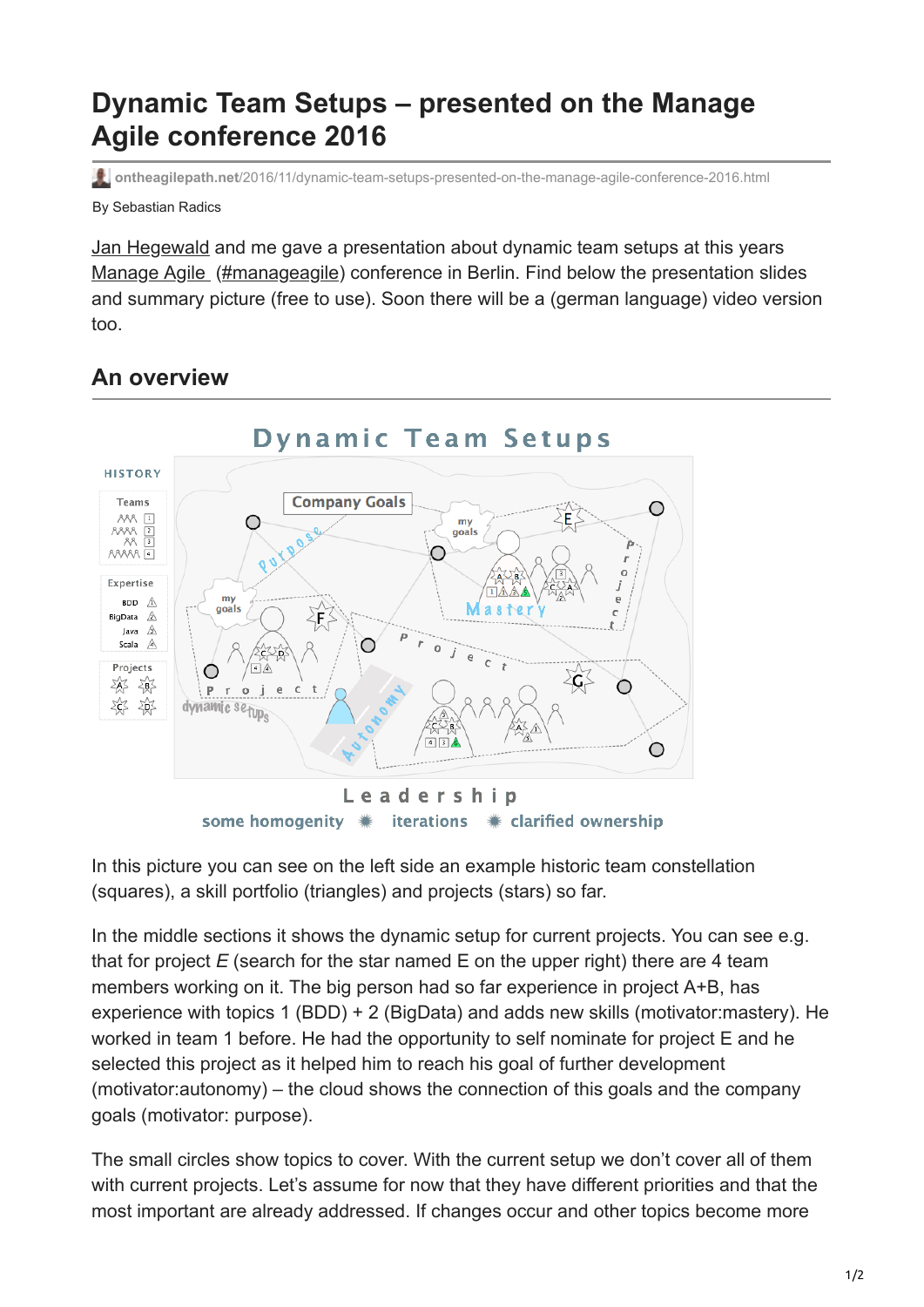# Dynamic Team Setups – presented on the Manage Agile conference 2016

ontheagilepath.net/2016/11/dynamic-team-setups-presented-on-the-manage-agile-conference-2016.html

By Sebastian Radics

Jan Hegewald and me gave a presentation about dynamic team setups at this years Manage Agile (#manageagile) conference in Berlin. Find below the presentation slides and summary picture (free to use). Soon there will be a (german language) video version too.

## An overview

In this picture you can see on the left side an example historic team constellation (squares), a skill portfolio (triangles) and projects (stars) so far.

In the middle sections it shows the dynamic setup for current projects. You can see e.g. that for project *E* (search for the star named E on the upper right) there are 4 team members working on it. The big person had so far experience in project A+B, has experience with topics 1 (BDD) + 2 (BigData) and adds new skills (motivator:mastery). He worked in team 1 before. He had the opportunity to self nominate for project E and he selected this project as it helped him to reach his goal of further development (motivator:autonomy) – the cloud shows the connection of this goals and the company goals (motivator: purpose).

The small circles show topics to cover. With the current setup we don't cover all of them with current projects. Let's assume for now that they have different priorities and that the most important are already addressed. If changes occur and other topics become more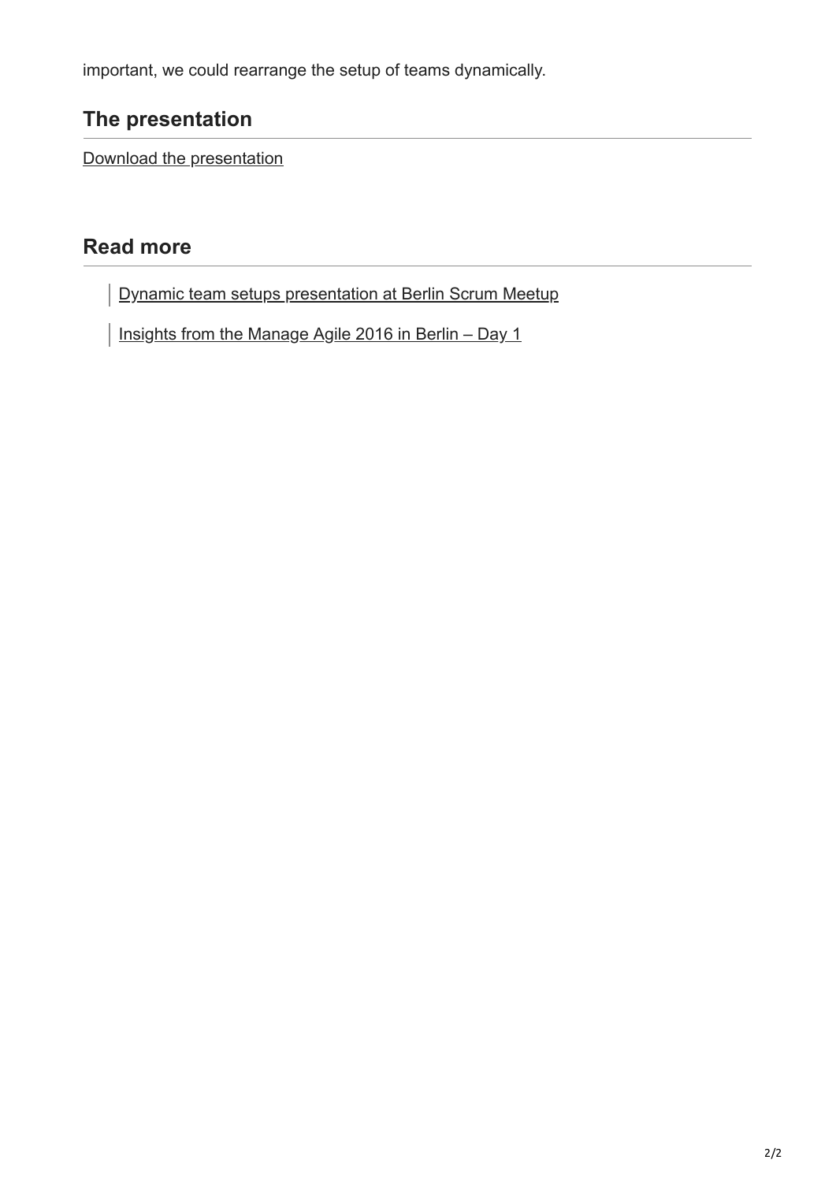important, we could rearrange the setup of teams dynamically.

## The presentation

Download the presentation

## Read more

- Dynamic team setups presentation at Berlin Scrum Meetup
- Insights from the Manage Agile 2016 in Berlin – Day 1